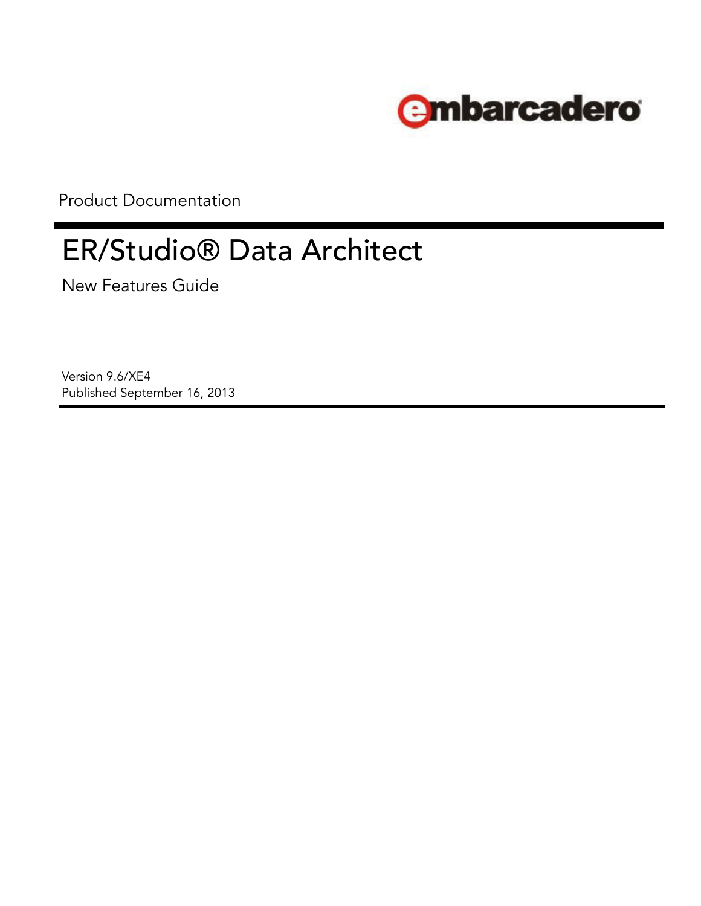embarcadero

Product Documentation

# ER/Studio® Data Architect

## New Features Guide

Version 9.6/XE4
Published September 16, 2013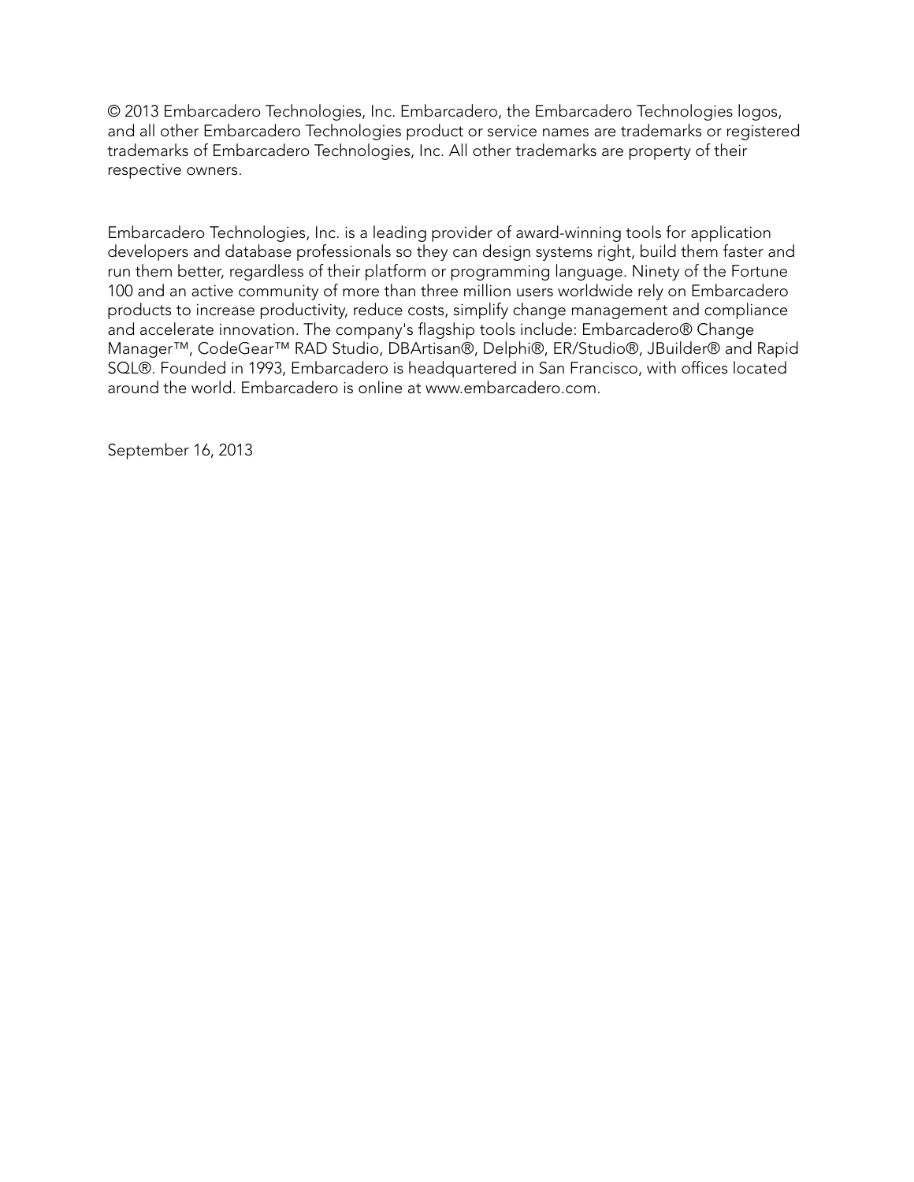© 2013 Embarcadero Technologies, Inc. Embarcadero, the Embarcadero Technologies logos, and all other Embarcadero Technologies product or service names are trademarks or registered trademarks of Embarcadero Technologies, Inc. All other trademarks are property of their respective owners.

Embarcadero Technologies, Inc. is a leading provider of award-winning tools for application developers and database professionals so they can design systems right, build them faster and run them better, regardless of their platform or programming language. Ninety of the Fortune 100 and an active community of more than three million users worldwide rely on Embarcadero products to increase productivity, reduce costs, simplify change management and compliance and accelerate innovation. The company's flagship tools include: Embarcadero® Change Manager™, CodeGear™ RAD Studio, DBArtisan®, Delphi®, ER/Studio®, JBuilder® and Rapid SQL®. Founded in 1993, Embarcadero is headquartered in San Francisco, with offices located around the world. Embarcadero is online at www.embarcadero.com.

September 16, 2013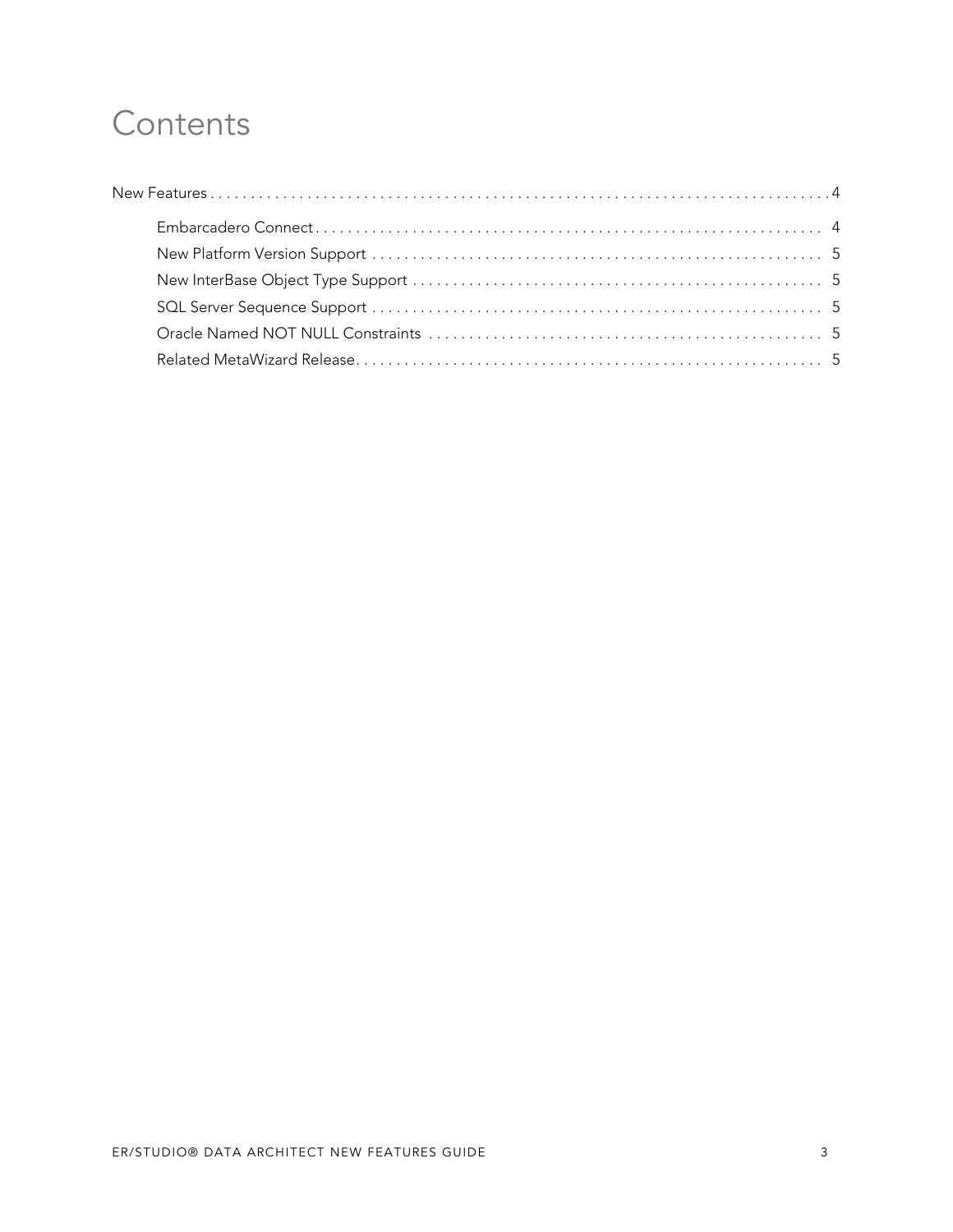# Contents

New Features . . . . . . . . . . . . . . . . . . . . . . . . . . . . . . . . . . . . . . . . . . . . . . . . . . . . . . . . . . . . . . . . . . . . . . . . . . 4

- Embarcadero Connect . . . . . . . . . . . . . . . . . . . . . . . . . . . . . . . . . . . . . . . . . . . . . . . . . . . . . . . . . . . . . 4
- New Platform Version Support . . . . . . . . . . . . . . . . . . . . . . . . . . . . . . . . . . . . . . . . . . . . . . . . . . . . . . 5
- New InterBase Object Type Support . . . . . . . . . . . . . . . . . . . . . . . . . . . . . . . . . . . . . . . . . . . . . . . . . . 5
- SQL Server Sequence Support . . . . . . . . . . . . . . . . . . . . . . . . . . . . . . . . . . . . . . . . . . . . . . . . . . . . . . 5
- Oracle Named NOT NULL Constraints . . . . . . . . . . . . . . . . . . . . . . . . . . . . . . . . . . . . . . . . . . . . . . . . 5
- Related MetaWizard Release . . . . . . . . . . . . . . . . . . . . . . . . . . . . . . . . . . . . . . . . . . . . . . . . . . . . . . . . 5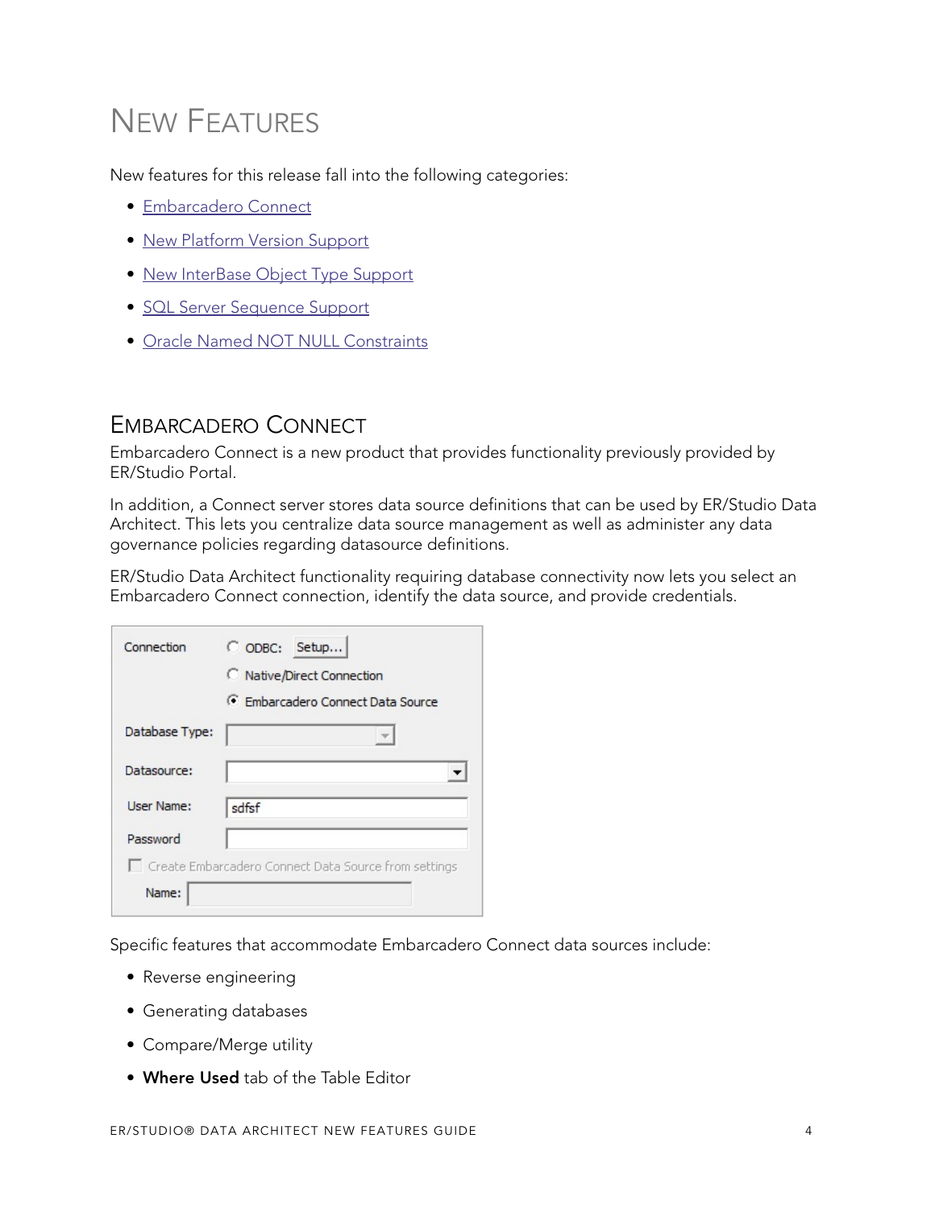# New Features

New features for this release fall into the following categories:

- Embarcadero Connect
- New Platform Version Support
- New InterBase Object Type Support
- SQL Server Sequence Support
- Oracle Named NOT NULL Constraints

## Embarcadero Connect

Embarcadero Connect is a new product that provides functionality previously provided by ER/Studio Portal.

In addition, a Connect server stores data source definitions that can be used by ER/Studio Data Architect. This lets you centralize data source management as well as administer any data governance policies regarding datasource definitions.

ER/Studio Data Architect functionality requiring database connectivity now lets you select an Embarcadero Connect connection, identify the data source, and provide credentials.

Specific features that accommodate Embarcadero Connect data sources include:

- Reverse engineering
- Generating databases
- Compare/Merge utility
- **Where Used** tab of the Table Editor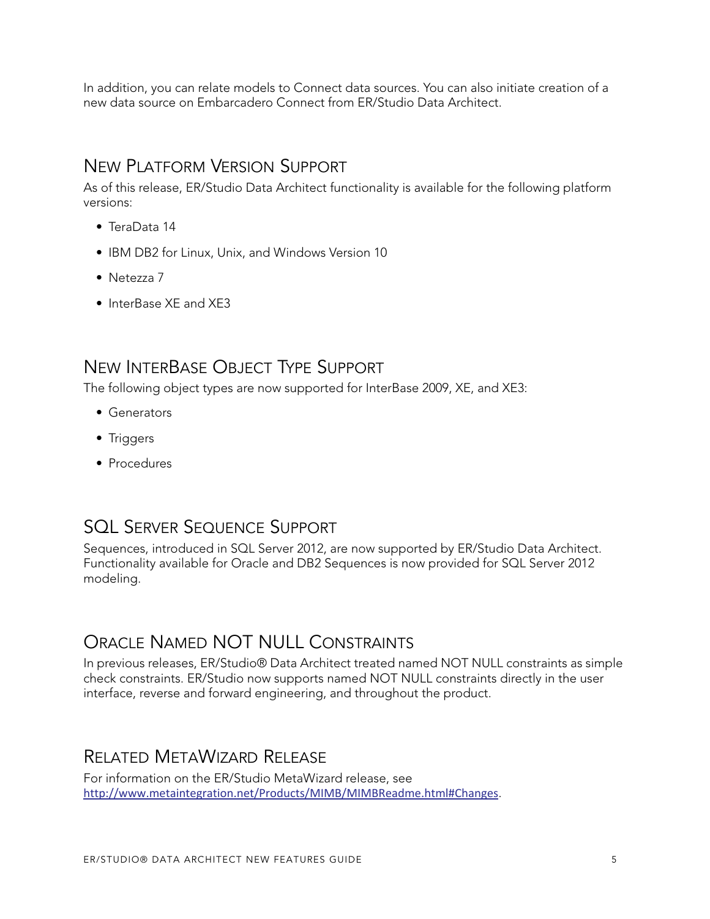In addition, you can relate models to Connect data sources. You can also initiate creation of a new data source on Embarcadero Connect from ER/Studio Data Architect.

## New Platform Version Support

As of this release, ER/Studio Data Architect functionality is available for the following platform versions:

- TeraData 14
- IBM DB2 for Linux, Unix, and Windows Version 10
- Netezza 7
- InterBase XE and XE3

## New InterBase Object Type Support

The following object types are now supported for InterBase 2009, XE, and XE3:

- Generators
- Triggers
- Procedures

## SQL Server Sequence Support

Sequences, introduced in SQL Server 2012, are now supported by ER/Studio Data Architect. Functionality available for Oracle and DB2 Sequences is now provided for SQL Server 2012 modeling.

## Oracle Named NOT NULL Constraints

In previous releases, ER/Studio® Data Architect treated named NOT NULL constraints as simple check constraints. ER/Studio now supports named NOT NULL constraints directly in the user interface, reverse and forward engineering, and throughout the product.

## Related MetaWizard Release

For information on the ER/Studio MetaWizard release, see http://www.metaintegration.net/Products/MIMB/MIMBReadme.html#Changes.